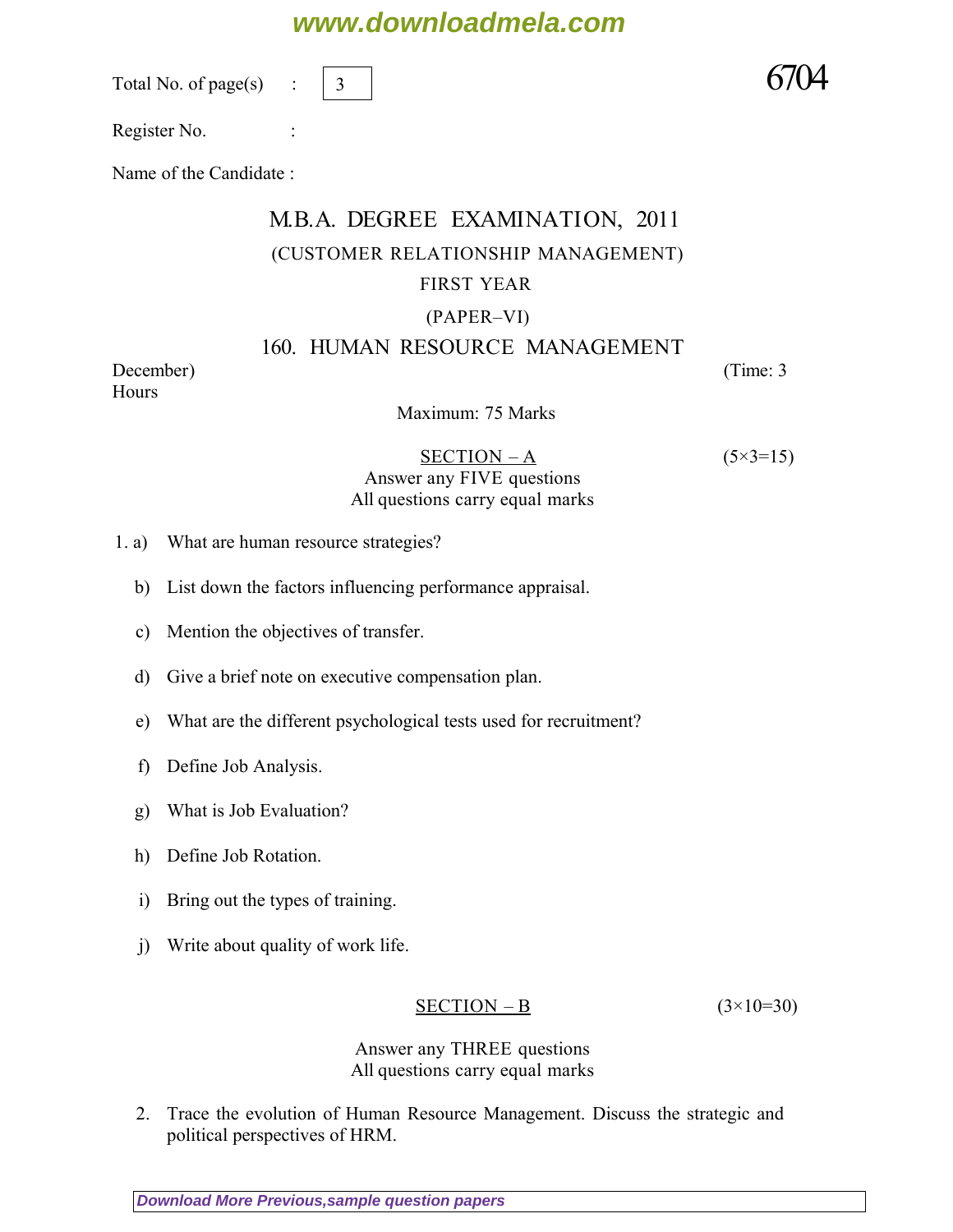Total No. of page(s) : 3

6704

Register No. :

Name of the Candidate :

# M.B.A. DEGREE EXAMINATION, 2011

(CUSTOMER RELATIONSHIP MANAGEMENT)

FIRST YEAR

(PAPER–VI)

## 160. HUMAN RESOURCE MANAGEMENT

December) (Time: 3 Hours

Maximum: 75 Marks

### SECTION – A (5×3=15)

Answer any FIVE questions
All questions carry equal marks

1. a) What are human resource strategies?

   b) List down the factors influencing performance appraisal.

   c) Mention the objectives of transfer.

   d) Give a brief note on executive compensation plan.

   e) What are the different psychological tests used for recruitment?

   f) Define Job Analysis.

   g) What is Job Evaluation?

   h) Define Job Rotation.

   i) Bring out the types of training.

   j) Write about quality of work life.

### SECTION – B (3×10=30)

Answer any THREE questions
All questions carry equal marks

2. Trace the evolution of Human Resource Management. Discuss the strategic and political perspectives of HRM.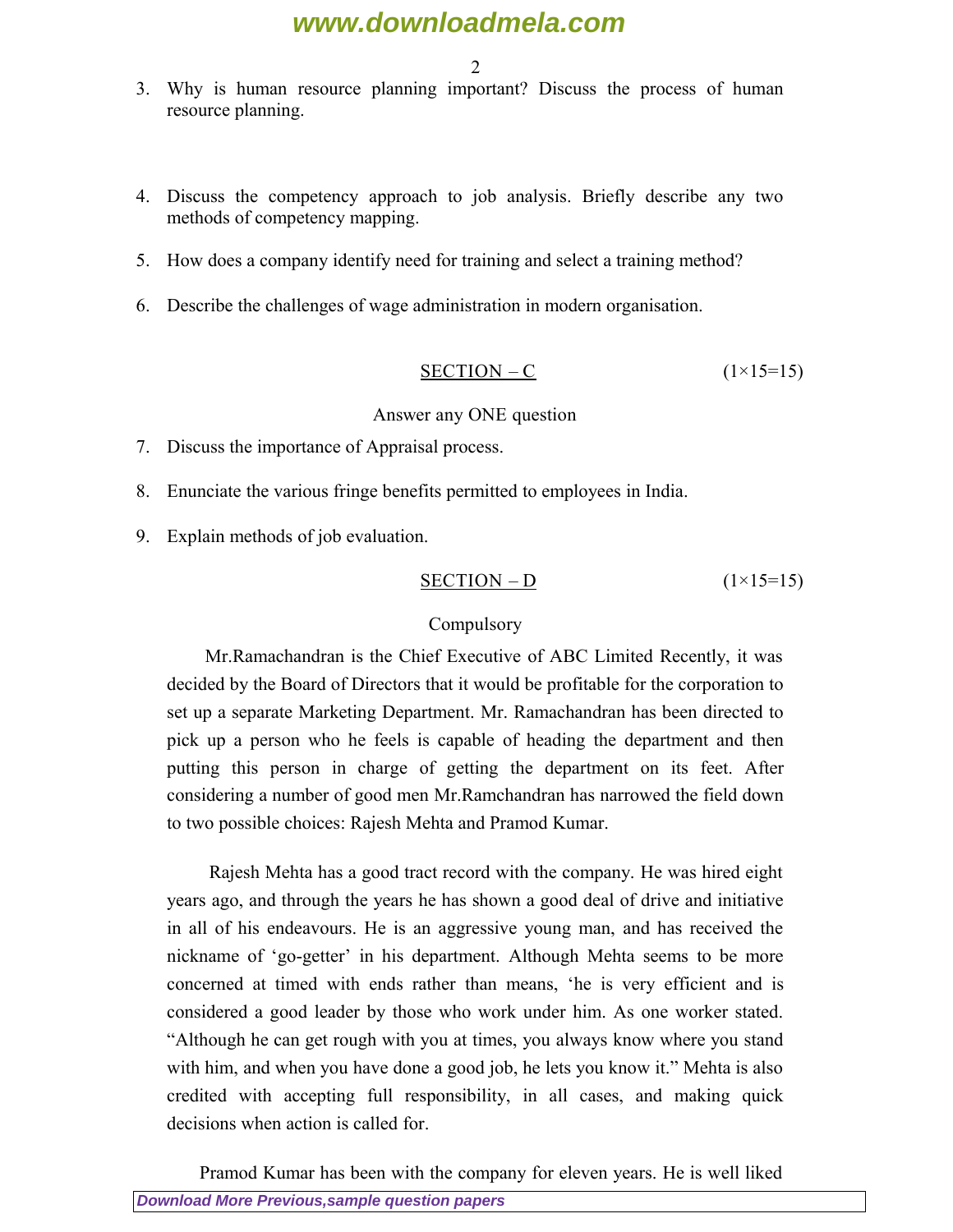3. Why is human resource planning important? Discuss the process of human resource planning.

4. Discuss the competency approach to job analysis. Briefly describe any two methods of competency mapping.

5. How does a company identify need for training and select a training method?

6. Describe the challenges of wage administration in modern organisation.

## SECTION – C (1×15=15)

Answer any ONE question

7. Discuss the importance of Appraisal process.

8. Enunciate the various fringe benefits permitted to employees in India.

9. Explain methods of job evaluation.

## SECTION – D (1×15=15)

Compulsory

Mr.Ramachandran is the Chief Executive of ABC Limited Recently, it was decided by the Board of Directors that it would be profitable for the corporation to set up a separate Marketing Department. Mr. Ramachandran has been directed to pick up a person who he feels is capable of heading the department and then putting this person in charge of getting the department on its feet. After considering a number of good men Mr.Ramchandran has narrowed the field down to two possible choices: Rajesh Mehta and Pramod Kumar.

Rajesh Mehta has a good tract record with the company. He was hired eight years ago, and through the years he has shown a good deal of drive and initiative in all of his endeavours. He is an aggressive young man, and has received the nickname of 'go-getter' in his department. Although Mehta seems to be more concerned at timed with ends rather than means, 'he is very efficient and is considered a good leader by those who work under him. As one worker stated. "Although he can get rough with you at times, you always know where you stand with him, and when you have done a good job, he lets you know it." Mehta is also credited with accepting full responsibility, in all cases, and making quick decisions when action is called for.

Pramod Kumar has been with the company for eleven years. He is well liked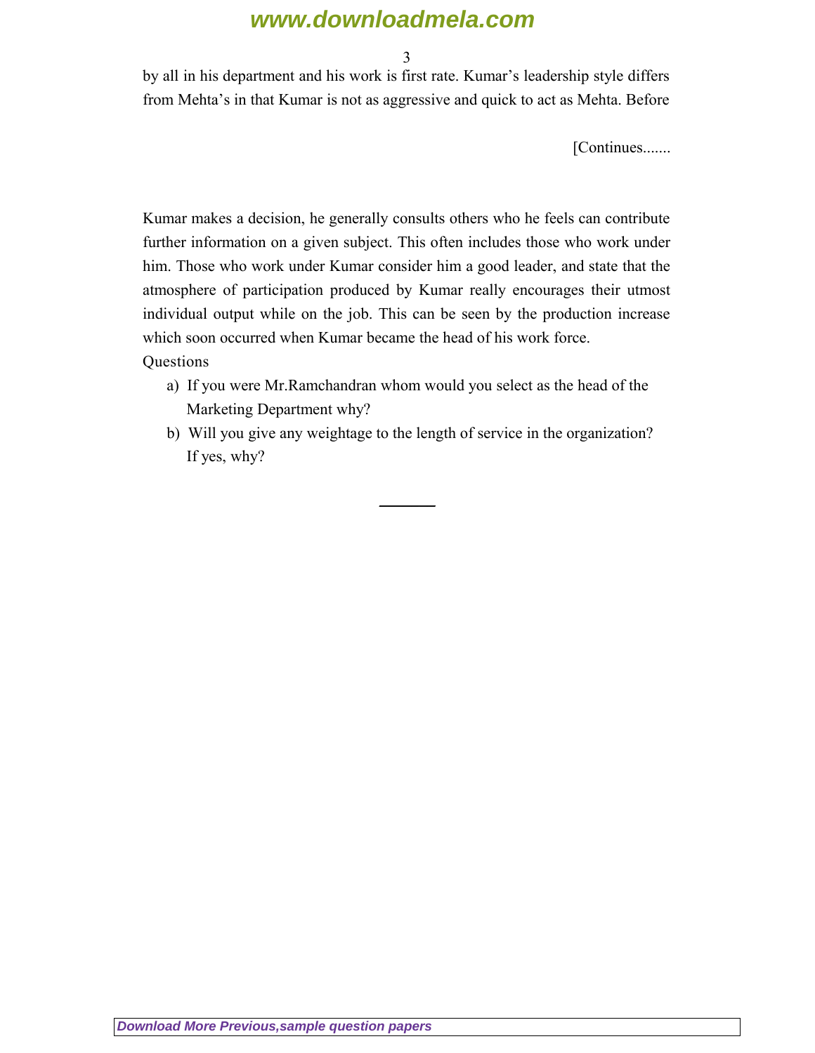by all in his department and his work is first rate. Kumar's leadership style differs from Mehta's in that Kumar is not as aggressive and quick to act as Mehta. Before

[Continues.......

Kumar makes a decision, he generally consults others who he feels can contribute further information on a given subject. This often includes those who work under him. Those who work under Kumar consider him a good leader, and state that the atmosphere of participation produced by Kumar really encourages their utmost individual output while on the job. This can be seen by the production increase which soon occurred when Kumar became the head of his work force.

Questions

a) If you were Mr.Ramchandran whom would you select as the head of the Marketing Department why?

b) Will you give any weightage to the length of service in the organization? If yes, why?